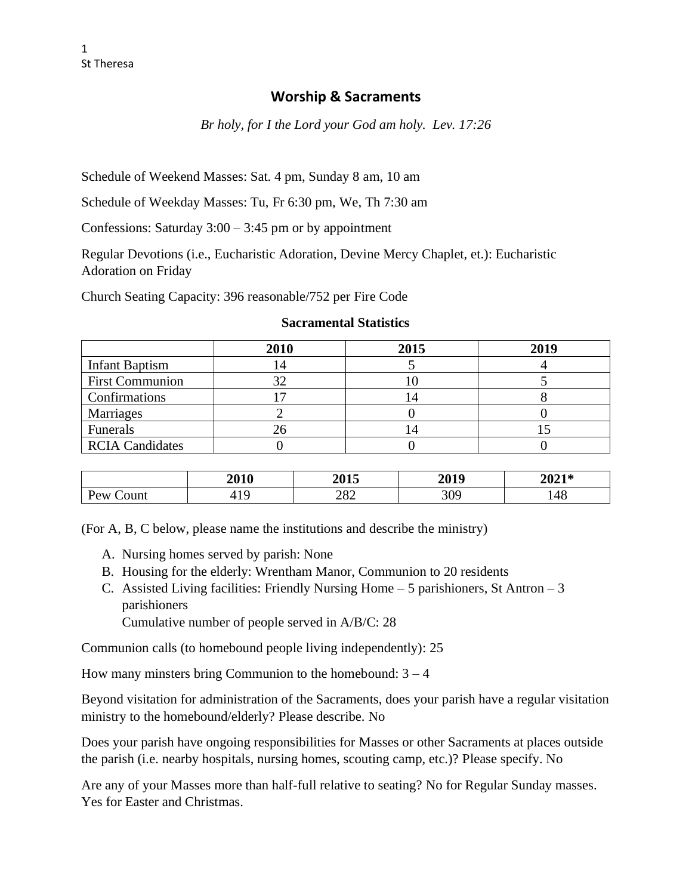## Worship & Sacraments

*Br holy, for I the Lord your God am holy. Lev. 17:26*

Schedule of Weekend Masses: Sat. 4 pm, Sunday 8 am, 10 am

Schedule of Weekday Masses: Tu, Fr 6:30 pm, We, Th 7:30 am

Confessions: Saturday 3:00 – 3:45 pm or by appointment

Regular Devotions (i.e., Eucharistic Adoration, Devine Mercy Chaplet, et.): Eucharistic Adoration on Friday

Church Seating Capacity: 396 reasonable/752 per Fire Code

**Sacramental Statistics**

| | 2010 | 2015 | 2019 |
|---|---|---|---|
| Infant Baptism | 14 | 5 | 4 |
| First Communion | 32 | 10 | 5 |
| Confirmations | 17 | 14 | 8 |
| Marriages | 2 | 0 | 0 |
| Funerals | 26 | 14 | 15 |
| RCIA Candidates | 0 | 0 | 0 |

| | 2010 | 2015 | 2019 | 2021* |
|---|---|---|---|---|
| Pew Count | 419 | 282 | 309 | 148 |

(For A, B, C below, please name the institutions and describe the ministry)

A. Nursing homes served by parish: None
B. Housing for the elderly: Wrentham Manor, Communion to 20 residents
C. Assisted Living facilities: Friendly Nursing Home – 5 parishioners, St Antron – 3 parishioners
   Cumulative number of people served in A/B/C: 28

Communion calls (to homebound people living independently): 25

How many minsters bring Communion to the homebound: 3 – 4

Beyond visitation for administration of the Sacraments, does your parish have a regular visitation ministry to the homebound/elderly? Please describe. No

Does your parish have ongoing responsibilities for Masses or other Sacraments at places outside the parish (i.e. nearby hospitals, nursing homes, scouting camp, etc.)? Please specify. No

Are any of your Masses more than half-full relative to seating? No for Regular Sunday masses. Yes for Easter and Christmas.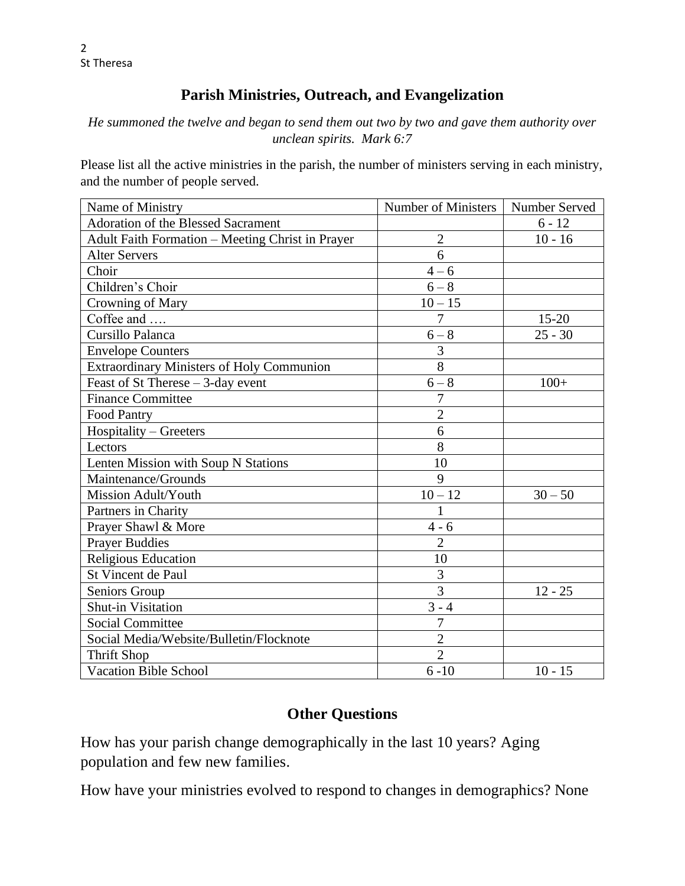## Parish Ministries, Outreach, and Evangelization

*He summoned the twelve and began to send them out two by two and gave them authority over unclean spirits. Mark 6:7*

Please list all the active ministries in the parish, the number of ministers serving in each ministry, and the number of people served.

| Name of Ministry | Number of Ministers | Number Served |
|---|---|---|
| Adoration of the Blessed Sacrament | | 6 - 12 |
| Adult Faith Formation – Meeting Christ in Prayer | 2 | 10 - 16 |
| Alter Servers | 6 | |
| Choir | 4 – 6 | |
| Children’s Choir | 6 – 8 | |
| Crowning of Mary | 10 – 15 | |
| Coffee and …. | 7 | 15-20 |
| Cursillo Palanca | 6 – 8 | 25 - 30 |
| Envelope Counters | 3 | |
| Extraordinary Ministers of Holy Communion | 8 | |
| Feast of St Therese – 3-day event | 6 – 8 | 100+ |
| Finance Committee | 7 | |
| Food Pantry | 2 | |
| Hospitality – Greeters | 6 | |
| Lectors | 8 | |
| Lenten Mission with Soup N Stations | 10 | |
| Maintenance/Grounds | 9 | |
| Mission Adult/Youth | 10 – 12 | 30 – 50 |
| Partners in Charity | 1 | |
| Prayer Shawl & More | 4 - 6 | |
| Prayer Buddies | 2 | |
| Religious Education | 10 | |
| St Vincent de Paul | 3 | |
| Seniors Group | 3 | 12 - 25 |
| Shut-in Visitation | 3 - 4 | |
| Social Committee | 7 | |
| Social Media/Website/Bulletin/Flocknote | 2 | |
| Thrift Shop | 2 | |
| Vacation Bible School | 6 -10 | 10 - 15 |

## Other Questions

How has your parish change demographically in the last 10 years? Aging population and few new families.

How have your ministries evolved to respond to changes in demographics? None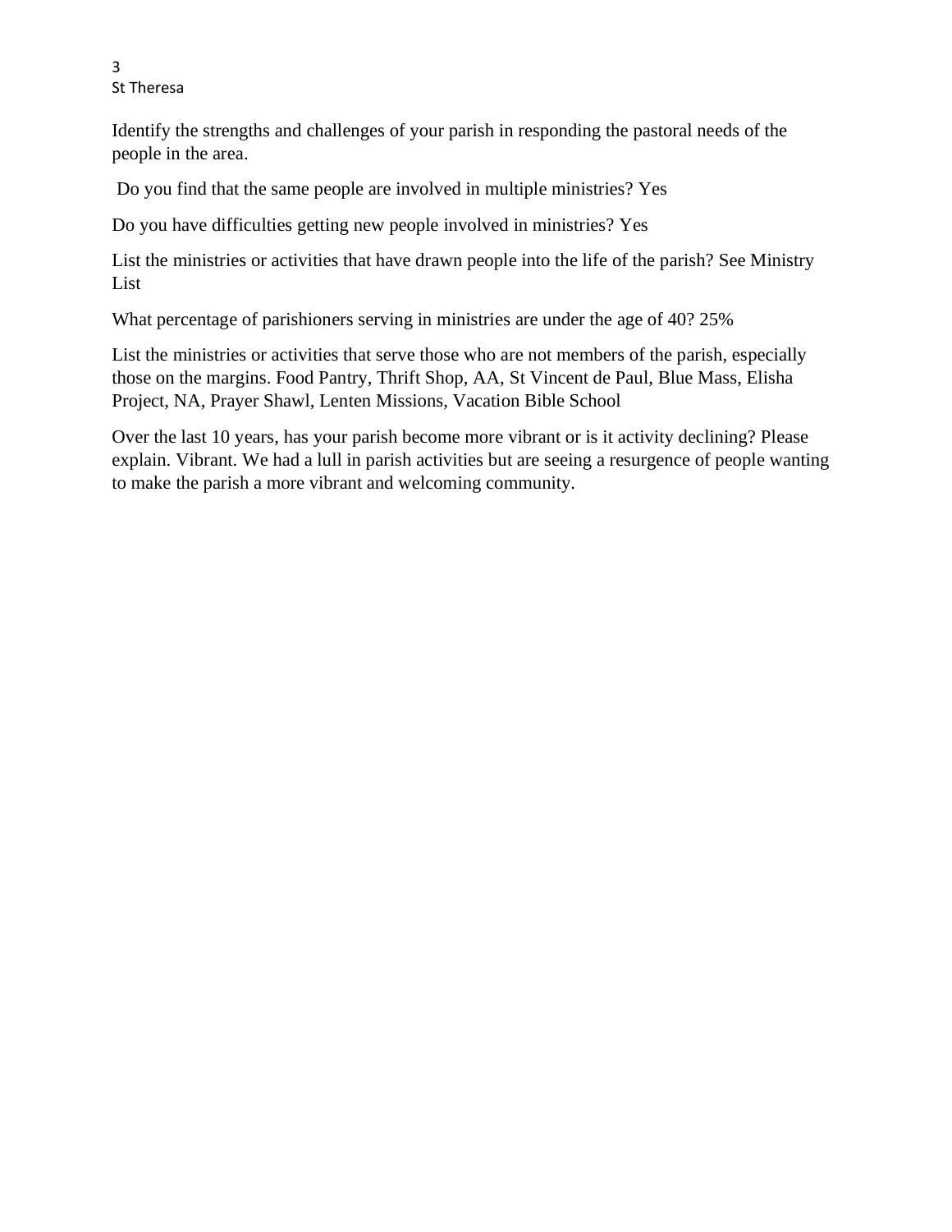St Theresa

Identify the strengths and challenges of your parish in responding the pastoral needs of the people in the area.

Do you find that the same people are involved in multiple ministries? Yes

Do you have difficulties getting new people involved in ministries? Yes

List the ministries or activities that have drawn people into the life of the parish? See Ministry List

What percentage of parishioners serving in ministries are under the age of 40? 25%

List the ministries or activities that serve those who are not members of the parish, especially those on the margins. Food Pantry, Thrift Shop, AA, St Vincent de Paul, Blue Mass, Elisha Project, NA, Prayer Shawl, Lenten Missions, Vacation Bible School

Over the last 10 years, has your parish become more vibrant or is it activity declining? Please explain. Vibrant. We had a lull in parish activities but are seeing a resurgence of people wanting to make the parish a more vibrant and welcoming community.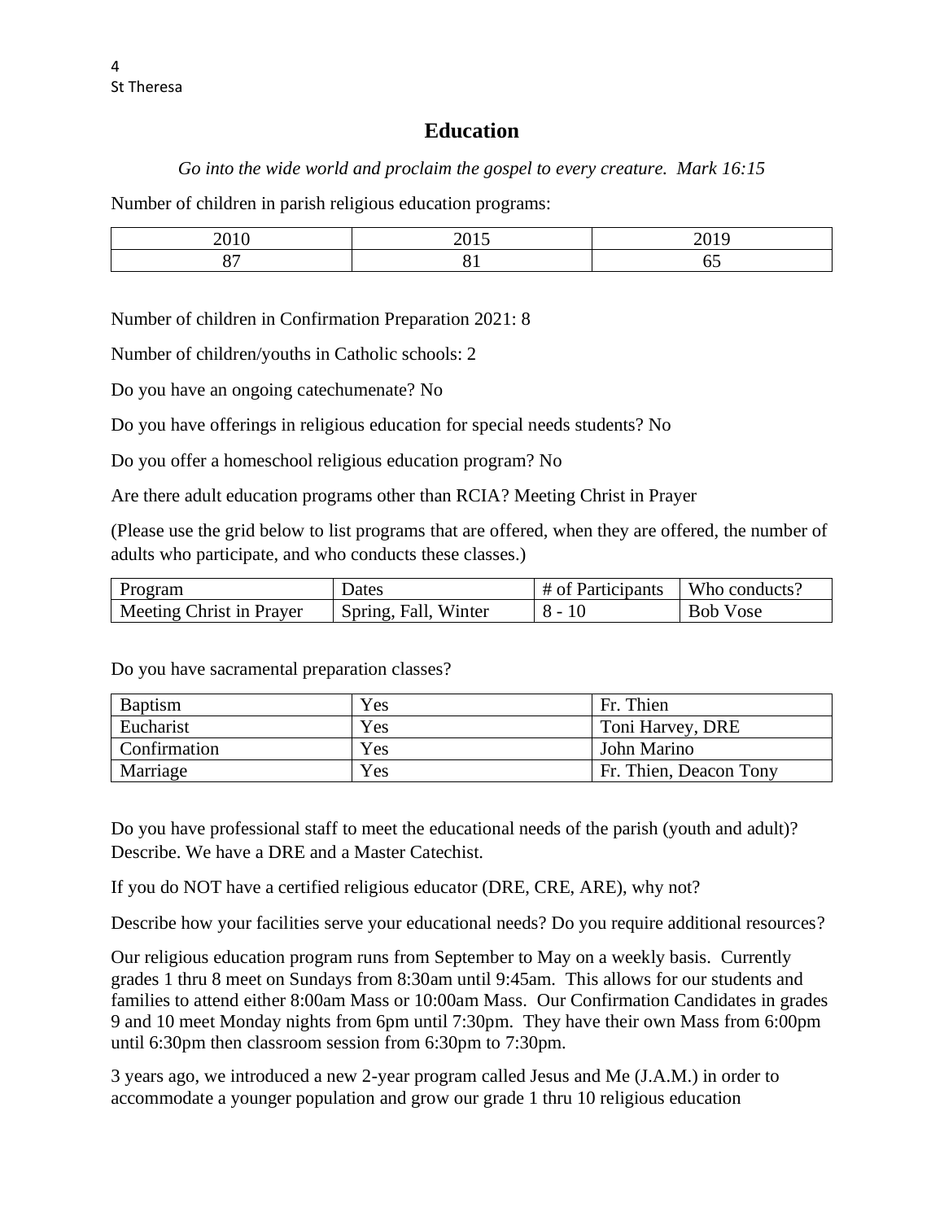# Education

*Go into the wide world and proclaim the gospel to every creature. Mark 16:15*

Number of children in parish religious education programs:

| 2010 | 2015 | 2019 |
|---|---|---|
| 87 | 81 | 65 |

Number of children in Confirmation Preparation 2021: 8

Number of children/youths in Catholic schools: 2

Do you have an ongoing catechumenate? No

Do you have offerings in religious education for special needs students? No

Do you offer a homeschool religious education program? No

Are there adult education programs other than RCIA? Meeting Christ in Prayer

(Please use the grid below to list programs that are offered, when they are offered, the number of adults who participate, and who conducts these classes.)

| Program | Dates | # of Participants | Who conducts? |
|---|---|---|---|
| Meeting Christ in Prayer | Spring, Fall, Winter | 8 - 10 | Bob Vose |

Do you have sacramental preparation classes?

| | | |
|---|---|---|
| Baptism | Yes | Fr. Thien |
| Eucharist | Yes | Toni Harvey, DRE |
| Confirmation | Yes | John Marino |
| Marriage | Yes | Fr. Thien, Deacon Tony |

Do you have professional staff to meet the educational needs of the parish (youth and adult)? Describe. We have a DRE and a Master Catechist.

If you do NOT have a certified religious educator (DRE, CRE, ARE), why not?

Describe how your facilities serve your educational needs? Do you require additional resources?

Our religious education program runs from September to May on a weekly basis. Currently grades 1 thru 8 meet on Sundays from 8:30am until 9:45am. This allows for our students and families to attend either 8:00am Mass or 10:00am Mass. Our Confirmation Candidates in grades 9 and 10 meet Monday nights from 6pm until 7:30pm. They have their own Mass from 6:00pm until 6:30pm then classroom session from 6:30pm to 7:30pm.

3 years ago, we introduced a new 2-year program called Jesus and Me (J.A.M.) in order to accommodate a younger population and grow our grade 1 thru 10 religious education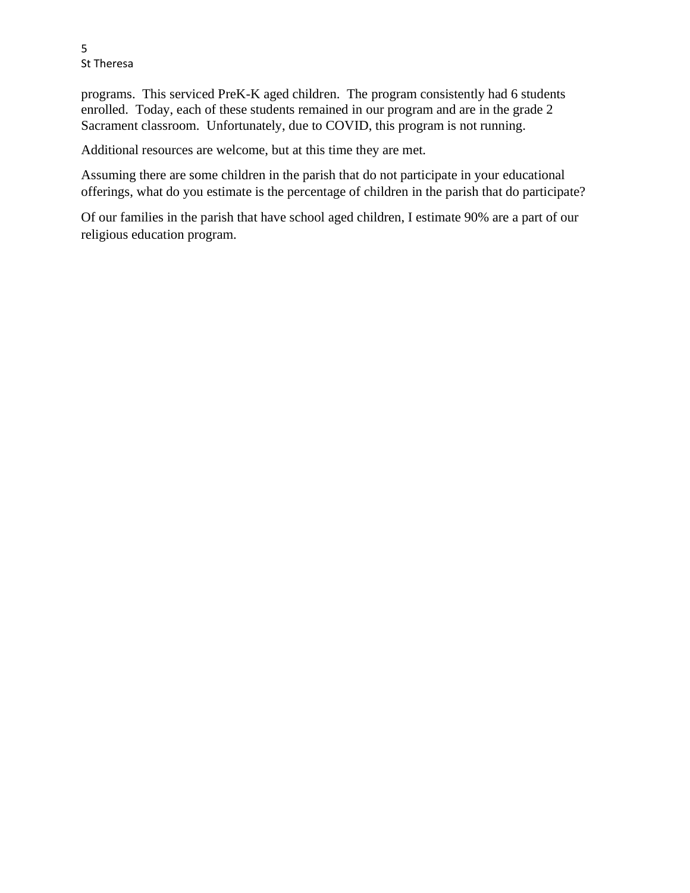programs. This serviced PreK-K aged children. The program consistently had 6 students enrolled. Today, each of these students remained in our program and are in the grade 2 Sacrament classroom. Unfortunately, due to COVID, this program is not running.

Additional resources are welcome, but at this time they are met.

Assuming there are some children in the parish that do not participate in your educational offerings, what do you estimate is the percentage of children in the parish that do participate?

Of our families in the parish that have school aged children, I estimate 90% are a part of our religious education program.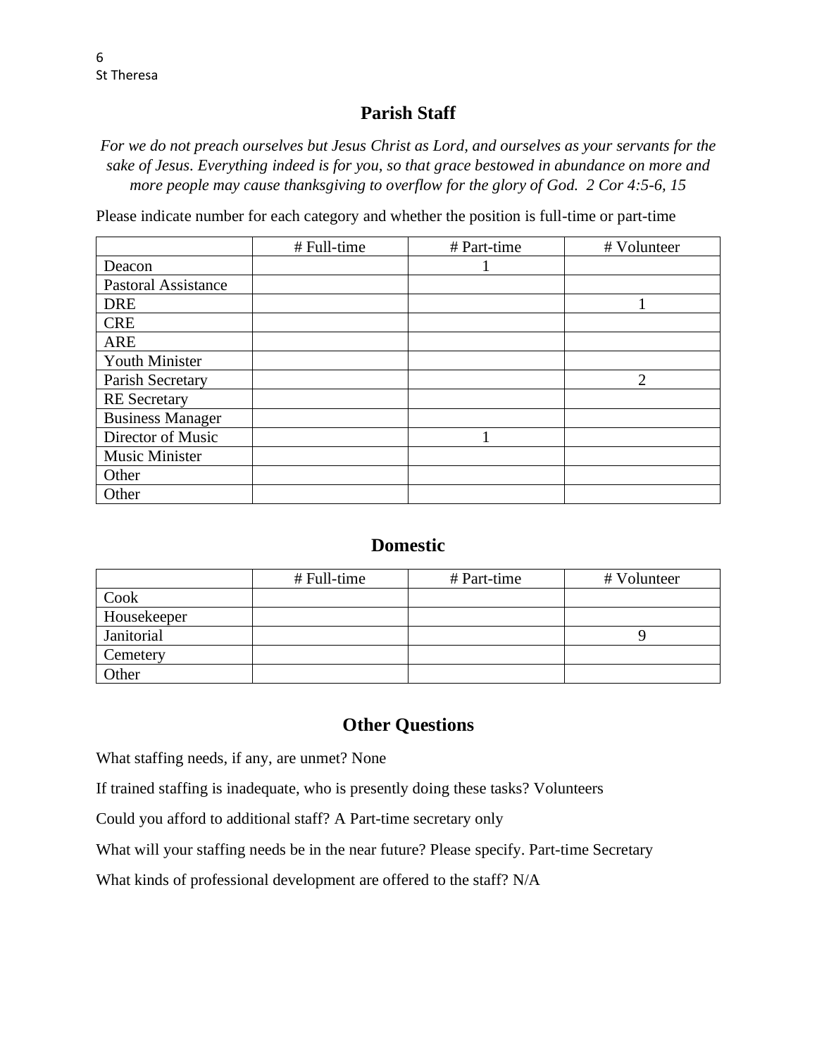## Parish Staff

*For we do not preach ourselves but Jesus Christ as Lord, and ourselves as your servants for the sake of Jesus. Everything indeed is for you, so that grace bestowed in abundance on more and more people may cause thanksgiving to overflow for the glory of God. 2 Cor 4:5-6, 15*

Please indicate number for each category and whether the position is full-time or part-time

| | # Full-time | # Part-time | # Volunteer |
|---|---|---|---|
| Deacon | | 1 | |
| Pastoral Assistance | | | |
| DRE | | | 1 |
| CRE | | | |
| ARE | | | |
| Youth Minister | | | |
| Parish Secretary | | | 2 |
| RE Secretary | | | |
| Business Manager | | | |
| Director of Music | | 1 | |
| Music Minister | | | |
| Other | | | |
| Other | | | |

## Domestic

| | # Full-time | # Part-time | # Volunteer |
|---|---|---|---|
| Cook | | | |
| Housekeeper | | | |
| Janitorial | | | 9 |
| Cemetery | | | |
| Other | | | |

## Other Questions

What staffing needs, if any, are unmet? None

If trained staffing is inadequate, who is presently doing these tasks? Volunteers

Could you afford to additional staff? A Part-time secretary only

What will your staffing needs be in the near future? Please specify. Part-time Secretary

What kinds of professional development are offered to the staff? N/A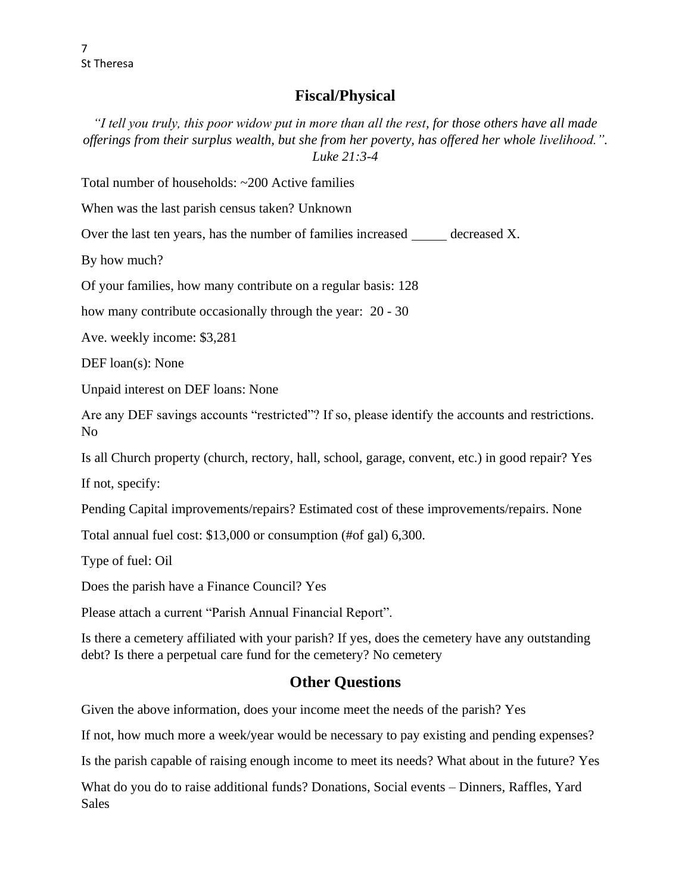## Fiscal/Physical

*"I tell you truly, this poor widow put in more than all the rest, for those others have all made offerings from their surplus wealth, but she from her poverty, has offered her whole livelihood.". Luke 21:3-4*

Total number of households: ~200 Active families

When was the last parish census taken? Unknown

Over the last ten years, has the number of families increased _____ decreased X.

By how much?

Of your families, how many contribute on a regular basis: 128

how many contribute occasionally through the year: 20 - 30

Ave. weekly income: $3,281

DEF loan(s): None

Unpaid interest on DEF loans: None

Are any DEF savings accounts "restricted"? If so, please identify the accounts and restrictions. No

Is all Church property (church, rectory, hall, school, garage, convent, etc.) in good repair? Yes

If not, specify:

Pending Capital improvements/repairs? Estimated cost of these improvements/repairs. None

Total annual fuel cost: $13,000 or consumption (#of gal) 6,300.

Type of fuel: Oil

Does the parish have a Finance Council? Yes

Please attach a current "Parish Annual Financial Report".

Is there a cemetery affiliated with your parish? If yes, does the cemetery have any outstanding debt? Is there a perpetual care fund for the cemetery? No cemetery

## Other Questions

Given the above information, does your income meet the needs of the parish? Yes

If not, how much more a week/year would be necessary to pay existing and pending expenses?

Is the parish capable of raising enough income to meet its needs? What about in the future? Yes

What do you do to raise additional funds? Donations, Social events – Dinners, Raffles, Yard Sales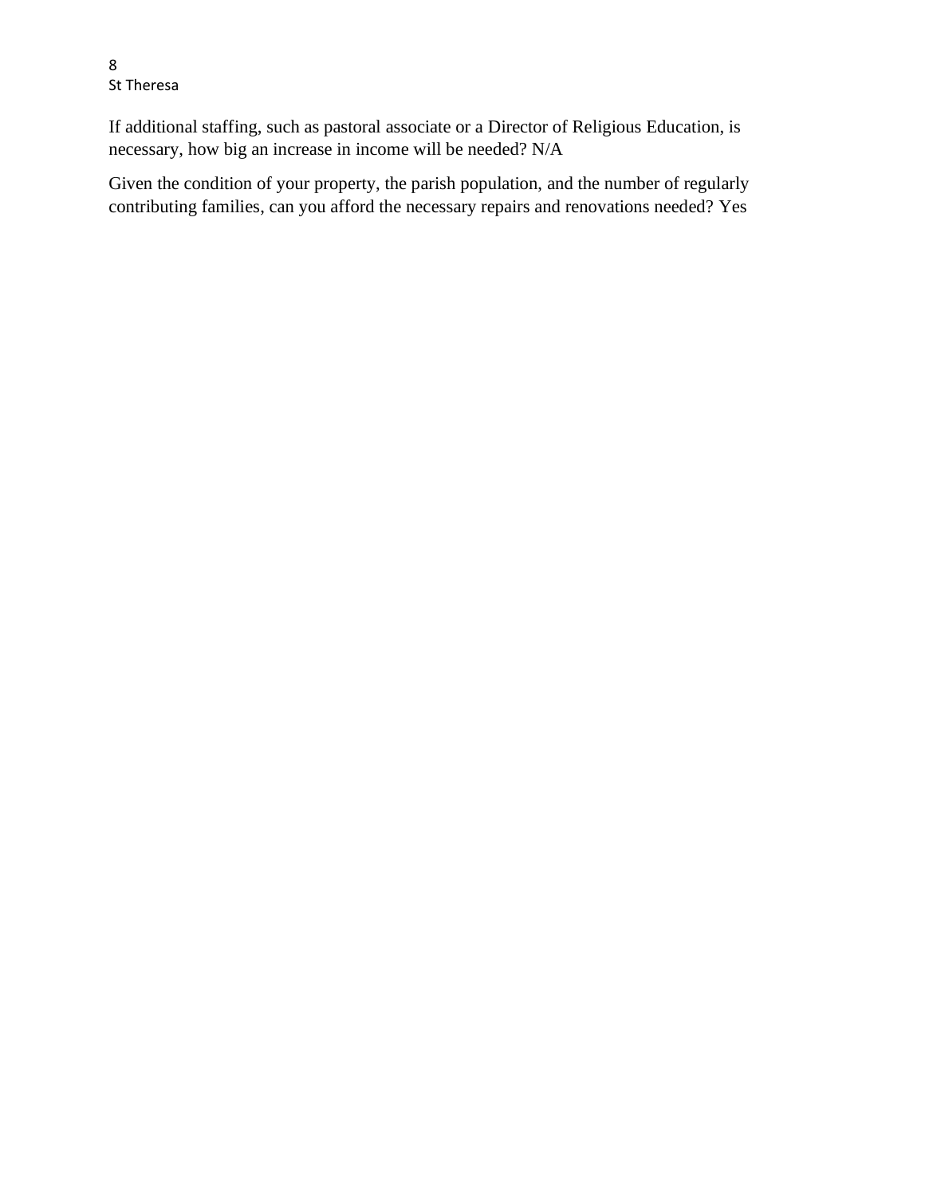If additional staffing, such as pastoral associate or a Director of Religious Education, is necessary, how big an increase in income will be needed? N/A

Given the condition of your property, the parish population, and the number of regularly contributing families, can you afford the necessary repairs and renovations needed? Yes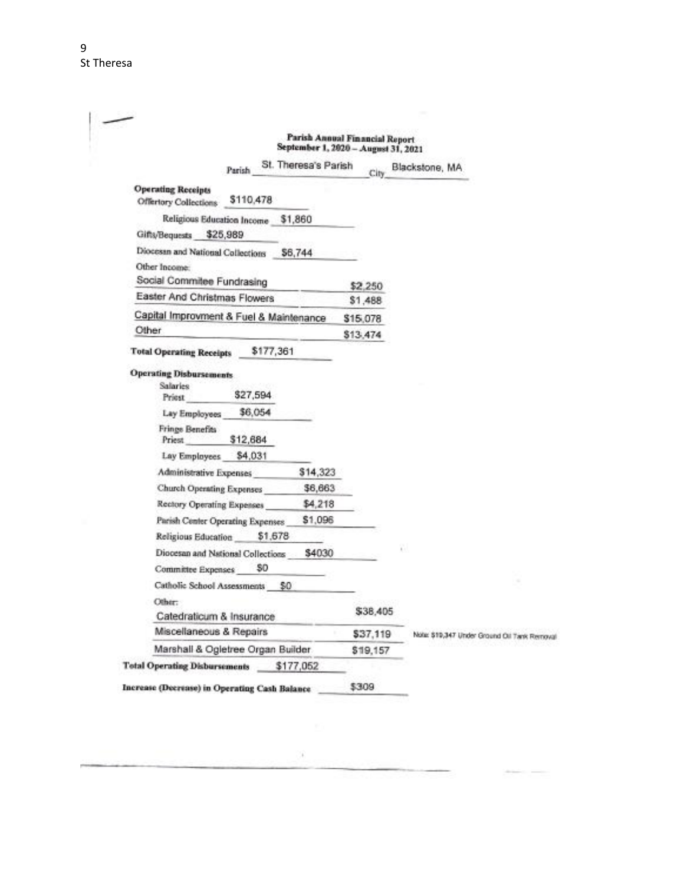St Theresa

**Parish Annual Financial Report**
**September 1, 2020 – August 31, 2021**

Parish St. Theresa's Parish City Blackstone, MA

**Operating Receipts**

Offertory Collections $110,478

Religious Education Income $1,860

Gifts/Bequests $25,989

Diocesan and National Collections $6,744

Other Income:

| | |
|---|---|
| Social Commitee Fundrasing | $2,250 |
| Easter And Christmas Flowers | $1,488 |
| Capital Improvment & Fuel & Maintenance | $15,078 |
| Other | $13,474 |

**Total Operating Receipts** $177,361

**Operating Disbursements**

Salaries

Priest $27,594

Lay Employees $6,054

Fringe Benefits

Priest $12,684

Lay Employees $4,031

Administrative Expenses $14,323

Church Operating Expenses $6,663

Rectory Operating Expenses $4,218

Parish Center Operating Expenses $1,096

Religious Education $1,678

Diocesan and National Collections $4030

Committee Expenses $0

Catholic School Assessments $0

Other:

| | | |
|---|---|---|
| Catedraticum & Insurance | $38,405 | |
| Miscellaneous & Repairs | $37,119 | Note: $19,347 Under Ground Oil Tank Removal |
| Marshall & Ogletree Organ Builder | $19,157 | |

**Total Operating Disbursements** $177,052

**Increase (Decrease) in Operating Cash Balance** $309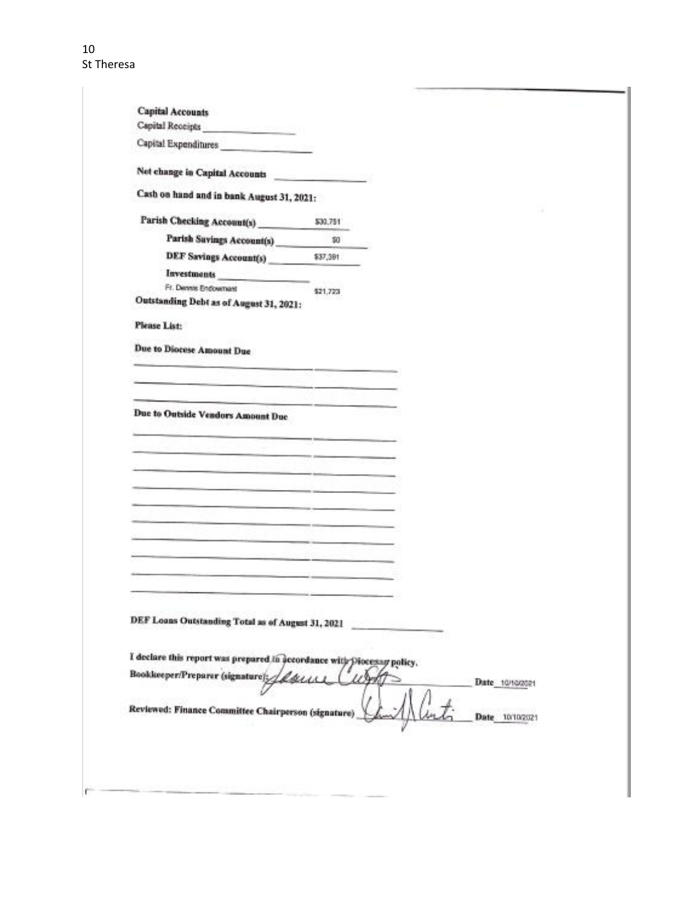St Theresa

**Capital Accounts**

Capital Receipts \_\_\_\_\_\_\_\_\_\_\_\_\_\_\_\_

Capital Expenditures \_\_\_\_\_\_\_\_\_\_\_\_\_\_\_\_

**Net change in Capital Accounts** \_\_\_\_\_\_\_\_\_\_\_\_\_\_\_\_

**Cash on hand and in bank August 31, 2021:**

**Parish Checking Account(s)** \$30,751

**Parish Savings Account(s)** \$0

**DEF Savings Account(s)** \$37,391

**Investments** \_\_\_\_\_\_\_\_\_\_\_\_\_\_\_\_

Fr. Dennis Endowment \$21,723

**Outstanding Debt as of August 31, 2021:**

**Please List:**

**Due to Diocese Amount Due**

| | |
|---|---|
| | |
| | |
| | |

**Due to Outside Vendors Amount Due**

| | |
|---|---|
| | |
| | |
| | |
| | |
| | |
| | |
| | |
| | |
| | |
| | |

**DEF Loans Outstanding Total as of August 31, 2021** \_\_\_\_\_\_\_\_\_\_\_\_\_\_\_\_

**I declare this report was prepared in accordance with Diocesan policy.**

**Bookkeeper/Preparer (signature):** Jeanne Cugini **Date** 10/10/2021

**Reviewed: Finance Committee Chairperson (signature)** [signature] **Date** 10/10/2021